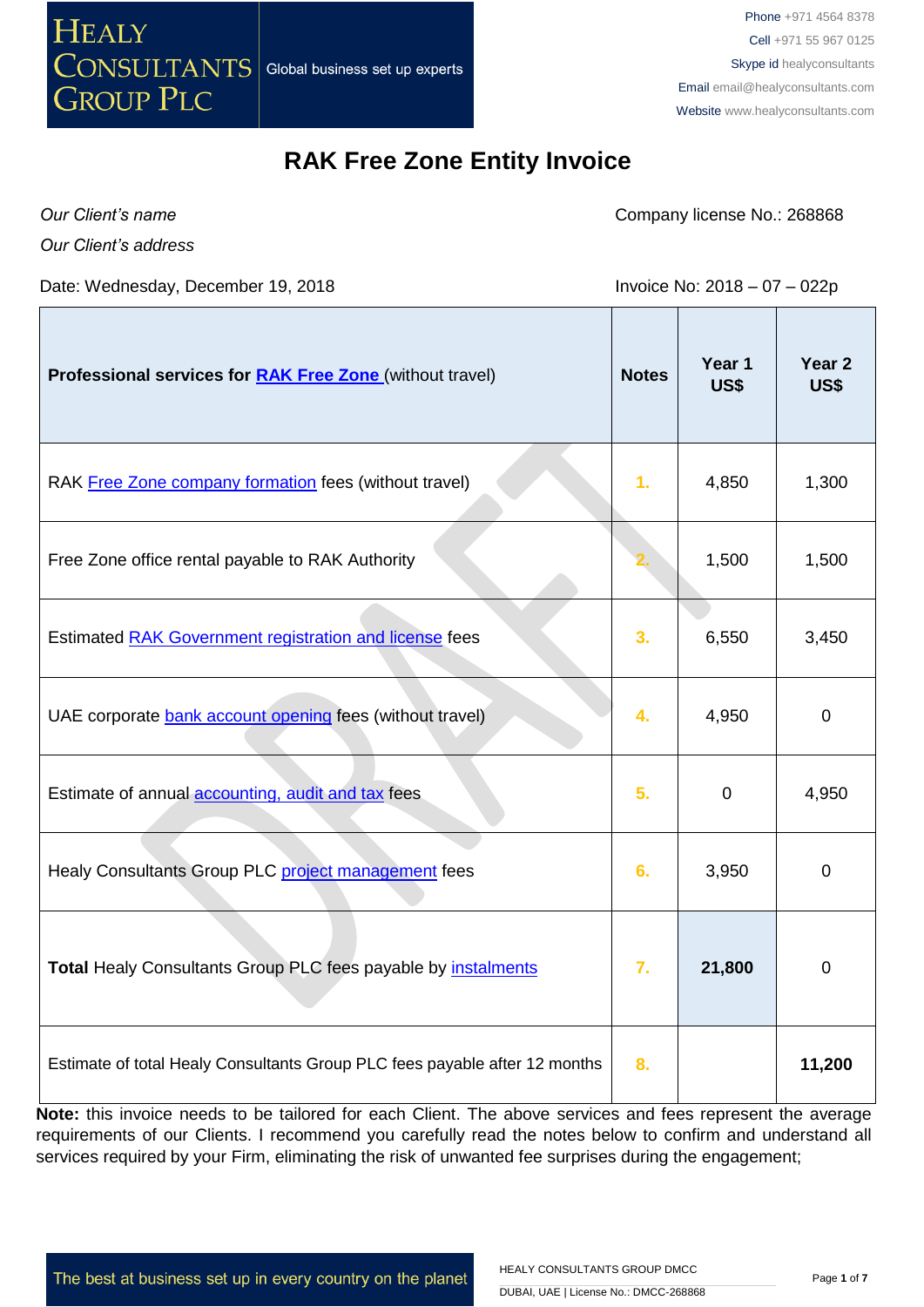# RAK Free Zone Entity Invoice

*Our Client's name*

*Our Client's address*

Company license No.: 268868

Date: Wednesday, December 19, 2018

Invoice No: 2018 – 07 – 022p

| **Professional services for RAK Free Zone (without travel)** | **Notes** | **Year 1 US$** | **Year 2 US$** |
|---|---|---|---|
| RAK Free Zone company formation fees (without travel) | 1. | 4,850 | 1,300 |
| Free Zone office rental payable to RAK Authority | 2. | 1,500 | 1,500 |
| Estimated RAK Government registration and license fees | 3. | 6,550 | 3,450 |
| UAE corporate bank account opening fees (without travel) | 4. | 4,950 | 0 |
| Estimate of annual accounting, audit and tax fees | 5. | 0 | 4,950 |
| Healy Consultants Group PLC project management fees | 6. | 3,950 | 0 |
| **Total** Healy Consultants Group PLC fees payable by instalments | 7. | **21,800** | 0 |
| Estimate of total Healy Consultants Group PLC fees payable after 12 months | 8. | | **11,200** |

**Note:** this invoice needs to be tailored for each Client. The above services and fees represent the average requirements of our Clients. I recommend you carefully read the notes below to confirm and understand all services required by your Firm, eliminating the risk of unwanted fee surprises during the engagement;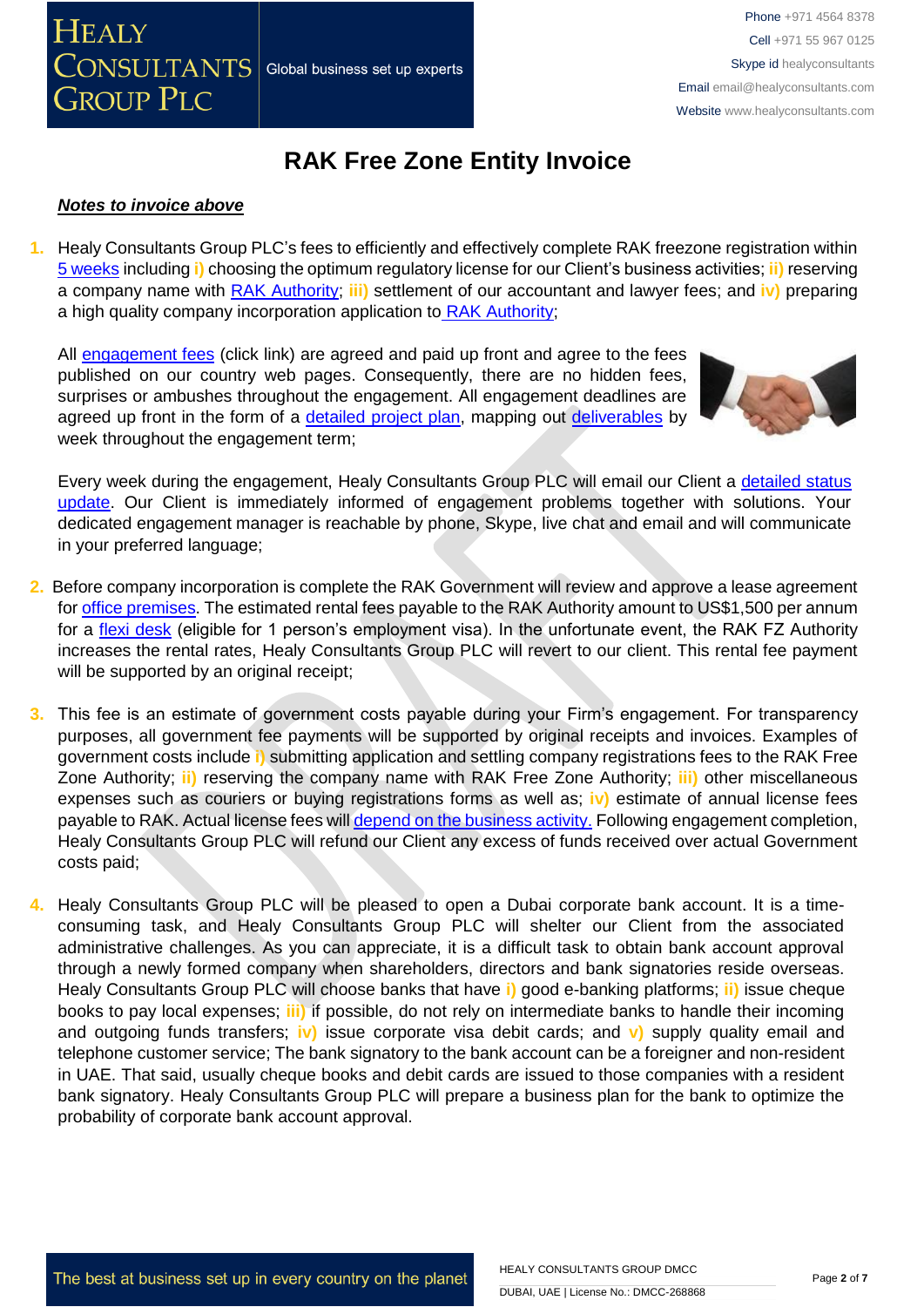# RAK Free Zone Entity Invoice

***Notes to invoice above***

1. Healy Consultants Group PLC's fees to efficiently and effectively complete RAK freezone registration within 5 weeks including **i)** choosing the optimum regulatory license for our Client's business activities; **ii)** reserving a company name with RAK Authority; **iii)** settlement of our accountant and lawyer fees; and **iv)** preparing a high quality company incorporation application to RAK Authority;

   All engagement fees (click link) are agreed and paid up front and agree to the fees published on our country web pages. Consequently, there are no hidden fees, surprises or ambushes throughout the engagement. All engagement deadlines are agreed up front in the form of a detailed project plan, mapping out deliverables by week throughout the engagement term;

   Every week during the engagement, Healy Consultants Group PLC will email our Client a detailed status update. Our Client is immediately informed of engagement problems together with solutions. Your dedicated engagement manager is reachable by phone, Skype, live chat and email and will communicate in your preferred language;

2. Before company incorporation is complete the RAK Government will review and approve a lease agreement for office premises. The estimated rental fees payable to the RAK Authority amount to US$1,500 per annum for a flexi desk (eligible for 1 person's employment visa). In the unfortunate event, the RAK FZ Authority increases the rental rates, Healy Consultants Group PLC will revert to our client. This rental fee payment will be supported by an original receipt;

3. This fee is an estimate of government costs payable during your Firm's engagement. For transparency purposes, all government fee payments will be supported by original receipts and invoices. Examples of government costs include **i)** submitting application and settling company registrations fees to the RAK Free Zone Authority; **ii)** reserving the company name with RAK Free Zone Authority; **iii)** other miscellaneous expenses such as couriers or buying registrations forms as well as; **iv)** estimate of annual license fees payable to RAK. Actual license fees will depend on the business activity. Following engagement completion, Healy Consultants Group PLC will refund our Client any excess of funds received over actual Government costs paid;

4. Healy Consultants Group PLC will be pleased to open a Dubai corporate bank account. It is a time-consuming task, and Healy Consultants Group PLC will shelter our Client from the associated administrative challenges. As you can appreciate, it is a difficult task to obtain bank account approval through a newly formed company when shareholders, directors and bank signatories reside overseas. Healy Consultants Group PLC will choose banks that have **i)** good e-banking platforms; **ii)** issue cheque books to pay local expenses; **iii)** if possible, do not rely on intermediate banks to handle their incoming and outgoing funds transfers; **iv)** issue corporate visa debit cards; and **v)** supply quality email and telephone customer service; The bank signatory to the bank account can be a foreigner and non-resident in UAE. That said, usually cheque books and debit cards are issued to those companies with a resident bank signatory. Healy Consultants Group PLC will prepare a business plan for the bank to optimize the probability of corporate bank account approval.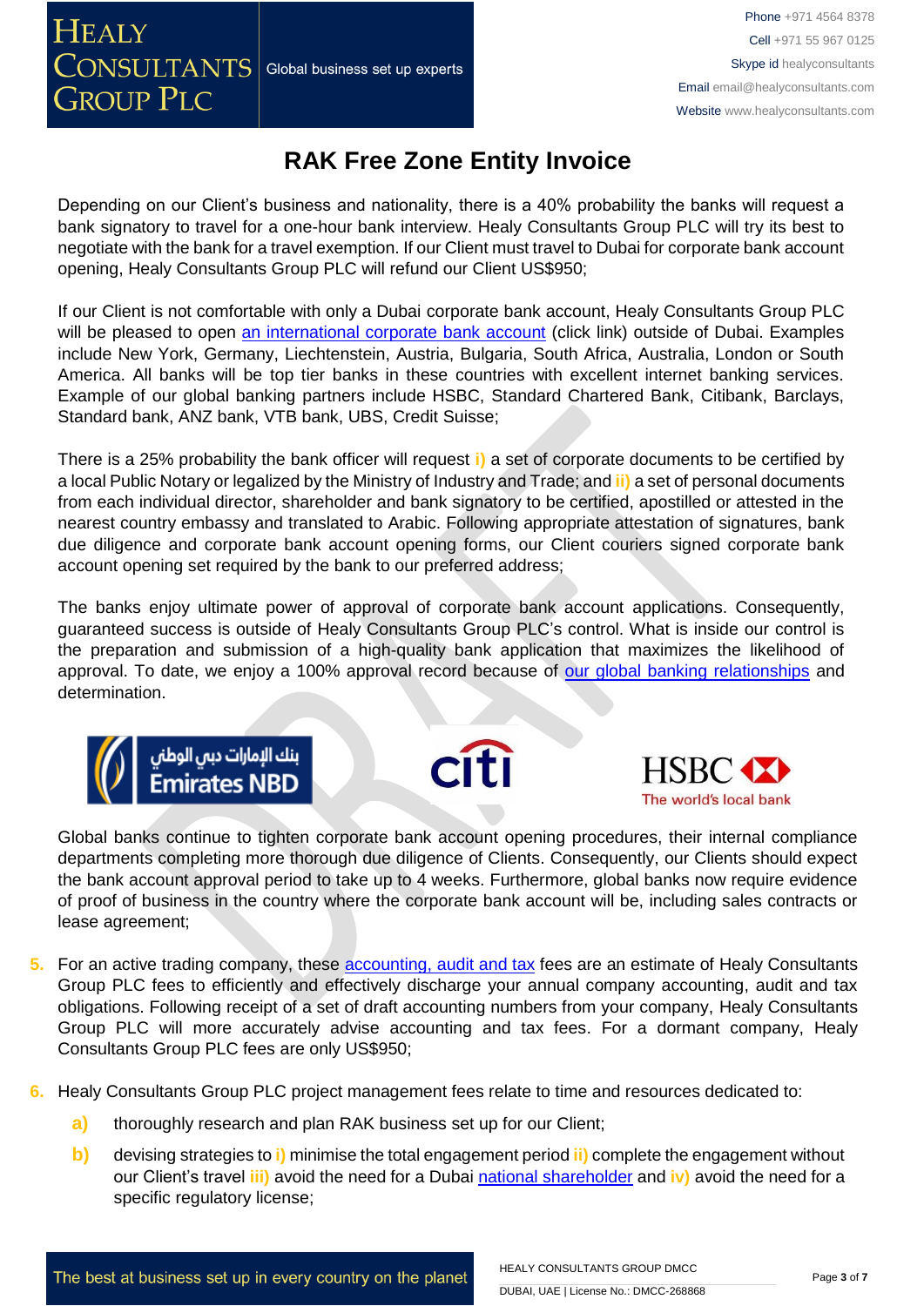# RAK Free Zone Entity Invoice

Depending on our Client's business and nationality, there is a 40% probability the banks will request a bank signatory to travel for a one-hour bank interview. Healy Consultants Group PLC will try its best to negotiate with the bank for a travel exemption. If our Client must travel to Dubai for corporate bank account opening, Healy Consultants Group PLC will refund our Client US$950;

If our Client is not comfortable with only a Dubai corporate bank account, Healy Consultants Group PLC will be pleased to open an international corporate bank account (click link) outside of Dubai. Examples include New York, Germany, Liechtenstein, Austria, Bulgaria, South Africa, Australia, London or South America. All banks will be top tier banks in these countries with excellent internet banking services. Example of our global banking partners include HSBC, Standard Chartered Bank, Citibank, Barclays, Standard bank, ANZ bank, VTB bank, UBS, Credit Suisse;

There is a 25% probability the bank officer will request **i)** a set of corporate documents to be certified by a local Public Notary or legalized by the Ministry of Industry and Trade; and **ii)** a set of personal documents from each individual director, shareholder and bank signatory to be certified, apostilled or attested in the nearest country embassy and translated to Arabic. Following appropriate attestation of signatures, bank due diligence and corporate bank account opening forms, our Client couriers signed corporate bank account opening set required by the bank to our preferred address;

The banks enjoy ultimate power of approval of corporate bank account applications. Consequently, guaranteed success is outside of Healy Consultants Group PLC's control. What is inside our control is the preparation and submission of a high-quality bank application that maximizes the likelihood of approval. To date, we enjoy a 100% approval record because of our global banking relationships and determination.

Global banks continue to tighten corporate bank account opening procedures, their internal compliance departments completing more thorough due diligence of Clients. Consequently, our Clients should expect the bank account approval period to take up to 4 weeks. Furthermore, global banks now require evidence of proof of business in the country where the corporate bank account will be, including sales contracts or lease agreement;

5. For an active trading company, these accounting, audit and tax fees are an estimate of Healy Consultants Group PLC fees to efficiently and effectively discharge your annual company accounting, audit and tax obligations. Following receipt of a set of draft accounting numbers from your company, Healy Consultants Group PLC will more accurately advise accounting and tax fees. For a dormant company, Healy Consultants Group PLC fees are only US$950;

6. Healy Consultants Group PLC project management fees relate to time and resources dedicated to:

   a) thoroughly research and plan RAK business set up for our Client;

   b) devising strategies to **i)** minimise the total engagement period **ii)** complete the engagement without our Client's travel **iii)** avoid the need for a Dubai national shareholder and **iv)** avoid the need for a specific regulatory license;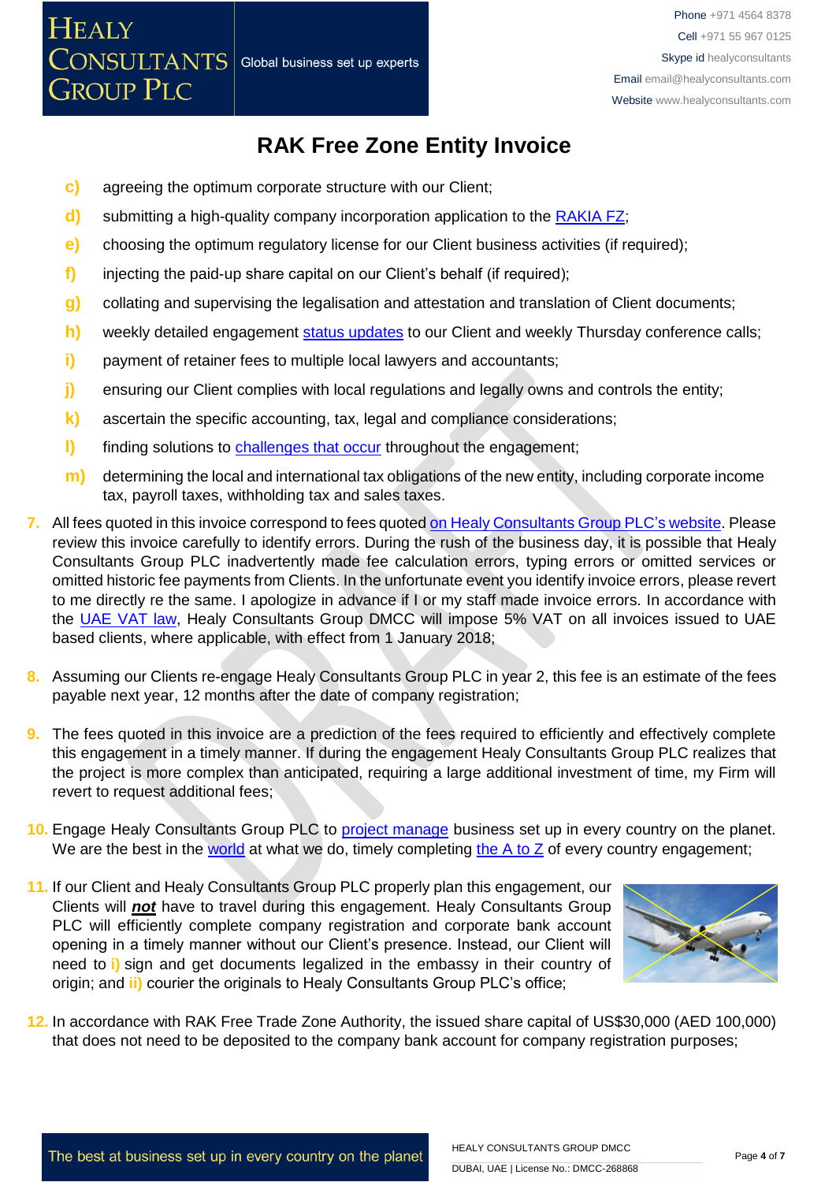# RAK Free Zone Entity Invoice

c) agreeing the optimum corporate structure with our Client;

d) submitting a high-quality company incorporation application to the RAKIA FZ;

e) choosing the optimum regulatory license for our Client business activities (if required);

f) injecting the paid-up share capital on our Client's behalf (if required);

g) collating and supervising the legalisation and attestation and translation of Client documents;

h) weekly detailed engagement status updates to our Client and weekly Thursday conference calls;

i) payment of retainer fees to multiple local lawyers and accountants;

j) ensuring our Client complies with local regulations and legally owns and controls the entity;

k) ascertain the specific accounting, tax, legal and compliance considerations;

l) finding solutions to challenges that occur throughout the engagement;

m) determining the local and international tax obligations of the new entity, including corporate income tax, payroll taxes, withholding tax and sales taxes.

7. All fees quoted in this invoice correspond to fees quoted on Healy Consultants Group PLC's website. Please review this invoice carefully to identify errors. During the rush of the business day, it is possible that Healy Consultants Group PLC inadvertently made fee calculation errors, typing errors or omitted services or omitted historic fee payments from Clients. In the unfortunate event you identify invoice errors, please revert to me directly re the same. I apologize in advance if I or my staff made invoice errors. In accordance with the UAE VAT law, Healy Consultants Group DMCC will impose 5% VAT on all invoices issued to UAE based clients, where applicable, with effect from 1 January 2018;

8. Assuming our Clients re-engage Healy Consultants Group PLC in year 2, this fee is an estimate of the fees payable next year, 12 months after the date of company registration;

9. The fees quoted in this invoice are a prediction of the fees required to efficiently and effectively complete this engagement in a timely manner. If during the engagement Healy Consultants Group PLC realizes that the project is more complex than anticipated, requiring a large additional investment of time, my Firm will revert to request additional fees;

10. Engage Healy Consultants Group PLC to project manage business set up in every country on the planet. We are the best in the world at what we do, timely completing the A to Z of every country engagement;

11. If our Client and Healy Consultants Group PLC properly plan this engagement, our Clients will ***not*** have to travel during this engagement. Healy Consultants Group PLC will efficiently complete company registration and corporate bank account opening in a timely manner without our Client's presence. Instead, our Client will need to i) sign and get documents legalized in the embassy in their country of origin; and ii) courier the originals to Healy Consultants Group PLC's office;

12. In accordance with RAK Free Trade Zone Authority, the issued share capital of US$30,000 (AED 100,000) that does not need to be deposited to the company bank account for company registration purposes;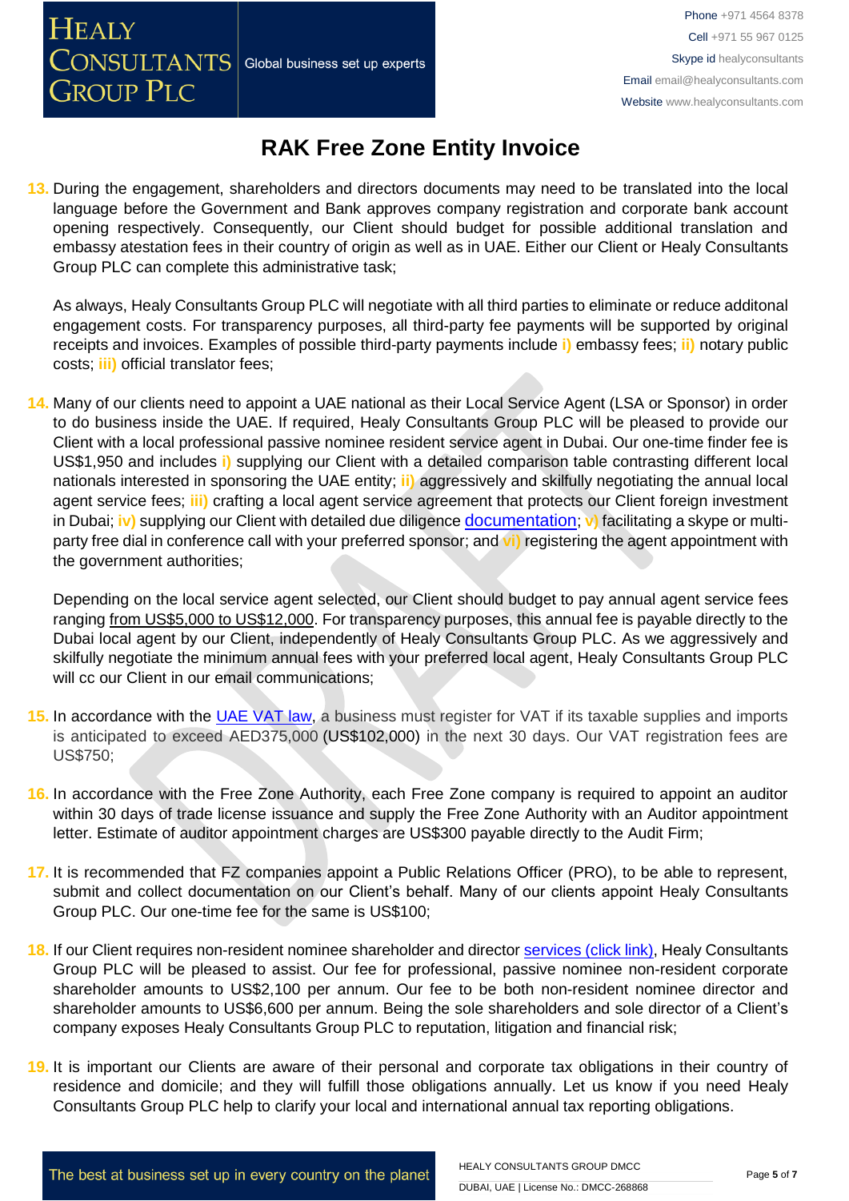# RAK Free Zone Entity Invoice

13. During the engagement, shareholders and directors documents may need to be translated into the local language before the Government and Bank approves company registration and corporate bank account opening respectively. Consequently, our Client should budget for possible additional translation and embassy atestation fees in their country of origin as well as in UAE. Either our Client or Healy Consultants Group PLC can complete this administrative task;

    As always, Healy Consultants Group PLC will negotiate with all third parties to eliminate or reduce additonal engagement costs. For transparency purposes, all third-party fee payments will be supported by original receipts and invoices. Examples of possible third-party payments include **i)** embassy fees; **ii)** notary public costs; **iii)** official translator fees;

14. Many of our clients need to appoint a UAE national as their Local Service Agent (LSA or Sponsor) in order to do business inside the UAE. If required, Healy Consultants Group PLC will be pleased to provide our Client with a local professional passive nominee resident service agent in Dubai. Our one-time finder fee is US$1,950 and includes **i)** supplying our Client with a detailed comparison table contrasting different local nationals interested in sponsoring the UAE entity; **ii)** aggressively and skilfully negotiating the annual local agent service fees; **iii)** crafting a local agent service agreement that protects our Client foreign investment in Dubai; **iv)** supplying our Client with detailed due diligence documentation; **v)** facilitating a skype or multi-party free dial in conference call with your preferred sponsor; and **vi)** registering the agent appointment with the government authorities;

    Depending on the local service agent selected, our Client should budget to pay annual agent service fees ranging from US$5,000 to US$12,000. For transparency purposes, this annual fee is payable directly to the Dubai local agent by our Client, independently of Healy Consultants Group PLC. As we aggressively and skilfully negotiate the minimum annual fees with your preferred local agent, Healy Consultants Group PLC will cc our Client in our email communications;

15. In accordance with the UAE VAT law, a business must register for VAT if its taxable supplies and imports is anticipated to exceed AED375,000 (US$102,000) in the next 30 days. Our VAT registration fees are US$750;

16. In accordance with the Free Zone Authority, each Free Zone company is required to appoint an auditor within 30 days of trade license issuance and supply the Free Zone Authority with an Auditor appointment letter. Estimate of auditor appointment charges are US$300 payable directly to the Audit Firm;

17. It is recommended that FZ companies appoint a Public Relations Officer (PRO), to be able to represent, submit and collect documentation on our Client's behalf. Many of our clients appoint Healy Consultants Group PLC. Our one-time fee for the same is US$100;

18. If our Client requires non-resident nominee shareholder and director services (click link), Healy Consultants Group PLC will be pleased to assist. Our fee for professional, passive nominee non-resident corporate shareholder amounts to US$2,100 per annum. Our fee to be both non-resident nominee director and shareholder amounts to US$6,600 per annum. Being the sole shareholders and sole director of a Client's company exposes Healy Consultants Group PLC to reputation, litigation and financial risk;

19. It is important our Clients are aware of their personal and corporate tax obligations in their country of residence and domicile; and they will fulfill those obligations annually. Let us know if you need Healy Consultants Group PLC help to clarify your local and international annual tax reporting obligations.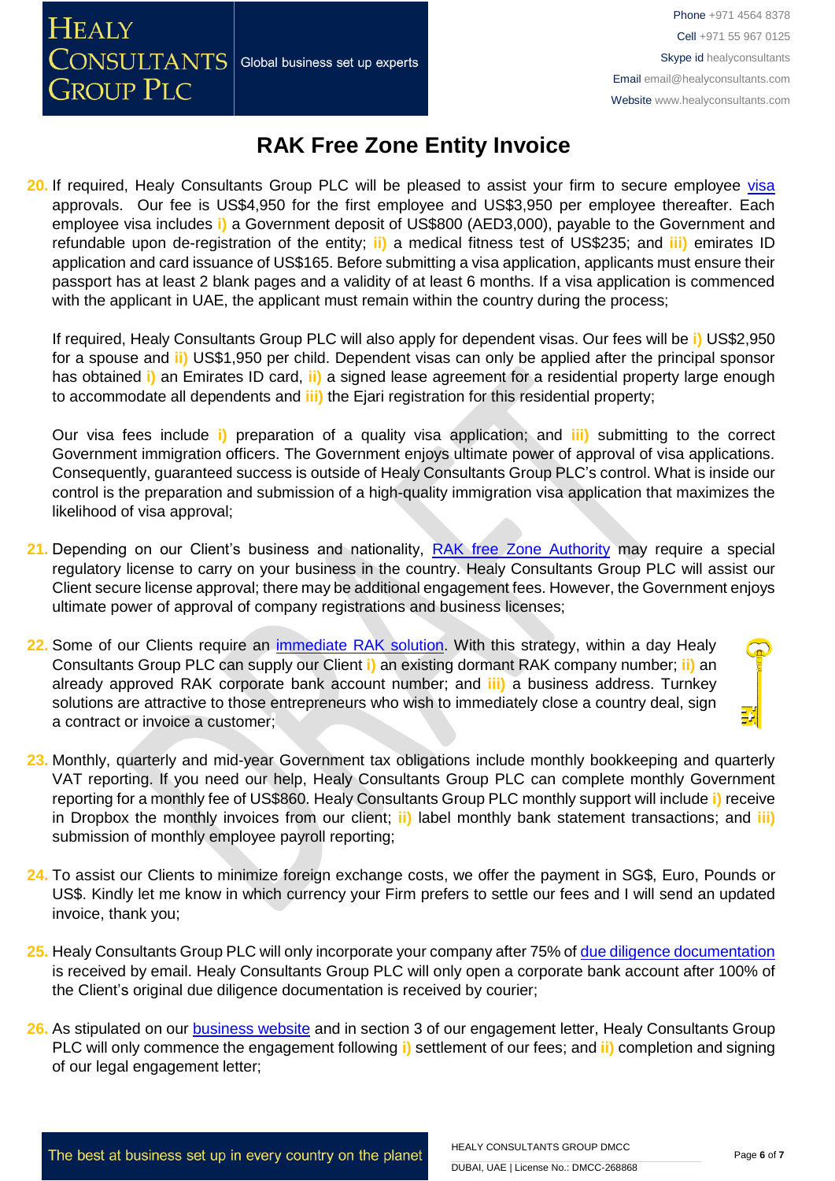# RAK Free Zone Entity Invoice

20. If required, Healy Consultants Group PLC will be pleased to assist your firm to secure employee visa approvals. Our fee is US$4,950 for the first employee and US$3,950 per employee thereafter. Each employee visa includes i) a Government deposit of US$800 (AED3,000), payable to the Government and refundable upon de-registration of the entity; ii) a medical fitness test of US$235; and iii) emirates ID application and card issuance of US$165. Before submitting a visa application, applicants must ensure their passport has at least 2 blank pages and a validity of at least 6 months. If a visa application is commenced with the applicant in UAE, the applicant must remain within the country during the process;

    If required, Healy Consultants Group PLC will also apply for dependent visas. Our fees will be i) US$2,950 for a spouse and ii) US$1,950 per child. Dependent visas can only be applied after the principal sponsor has obtained i) an Emirates ID card, ii) a signed lease agreement for a residential property large enough to accommodate all dependents and iii) the Ejari registration for this residential property;

    Our visa fees include i) preparation of a quality visa application; and iii) submitting to the correct Government immigration officers. The Government enjoys ultimate power of approval of visa applications. Consequently, guaranteed success is outside of Healy Consultants Group PLC's control. What is inside our control is the preparation and submission of a high-quality immigration visa application that maximizes the likelihood of visa approval;

21. Depending on our Client's business and nationality, RAK free Zone Authority may require a special regulatory license to carry on your business in the country. Healy Consultants Group PLC will assist our Client secure license approval; there may be additional engagement fees. However, the Government enjoys ultimate power of approval of company registrations and business licenses;

22. Some of our Clients require an immediate RAK solution. With this strategy, within a day Healy Consultants Group PLC can supply our Client i) an existing dormant RAK company number; ii) an already approved RAK corporate bank account number; and iii) a business address. Turnkey solutions are attractive to those entrepreneurs who wish to immediately close a country deal, sign a contract or invoice a customer;

23. Monthly, quarterly and mid-year Government tax obligations include monthly bookkeeping and quarterly VAT reporting. If you need our help, Healy Consultants Group PLC can complete monthly Government reporting for a monthly fee of US$860. Healy Consultants Group PLC monthly support will include i) receive in Dropbox the monthly invoices from our client; ii) label monthly bank statement transactions; and iii) submission of monthly employee payroll reporting;

24. To assist our Clients to minimize foreign exchange costs, we offer the payment in SG$, Euro, Pounds or US$. Kindly let me know in which currency your Firm prefers to settle our fees and I will send an updated invoice, thank you;

25. Healy Consultants Group PLC will only incorporate your company after 75% of due diligence documentation is received by email. Healy Consultants Group PLC will only open a corporate bank account after 100% of the Client's original due diligence documentation is received by courier;

26. As stipulated on our business website and in section 3 of our engagement letter, Healy Consultants Group PLC will only commence the engagement following i) settlement of our fees; and ii) completion and signing of our legal engagement letter;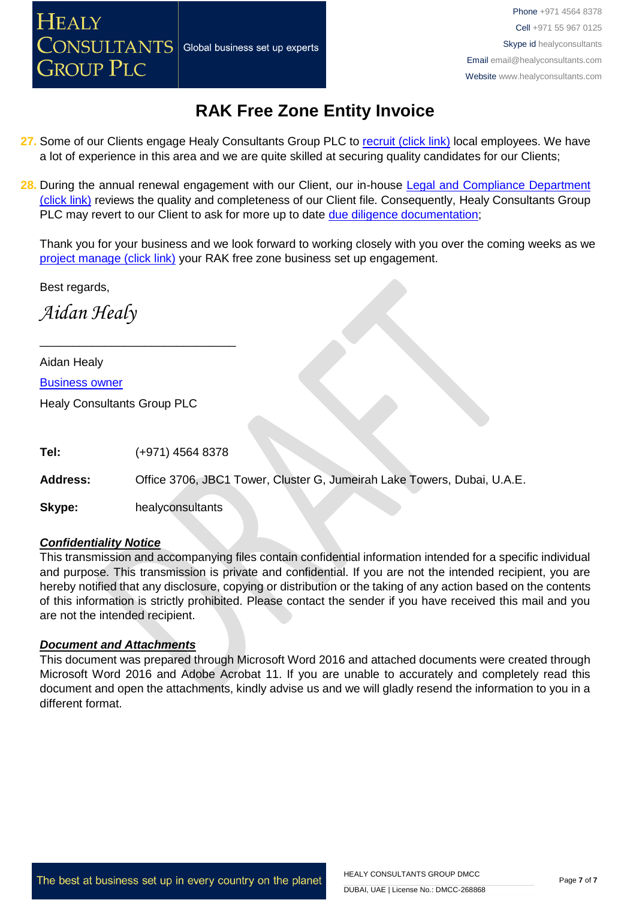# RAK Free Zone Entity Invoice

27. Some of our Clients engage Healy Consultants Group PLC to recruit (click link) local employees. We have a lot of experience in this area and we are quite skilled at securing quality candidates for our Clients;

28. During the annual renewal engagement with our Client, our in-house Legal and Compliance Department (click link) reviews the quality and completeness of our Client file. Consequently, Healy Consultants Group PLC may revert to our Client to ask for more up to date due diligence documentation;

Thank you for your business and we look forward to working closely with you over the coming weeks as we project manage (click link) your RAK free zone business set up engagement.

Best regards,

*Aidan Healy*

______________________________

Aidan Healy

Business owner

Healy Consultants Group PLC

| | |
|---|---|
| **Tel:** | (+971) 4564 8378 |
| **Address:** | Office 3706, JBC1 Tower, Cluster G, Jumeirah Lake Towers, Dubai, U.A.E. |
| **Skype:** | healyconsultants |

***Confidentiality Notice***

This transmission and accompanying files contain confidential information intended for a specific individual and purpose. This transmission is private and confidential. If you are not the intended recipient, you are hereby notified that any disclosure, copying or distribution or the taking of any action based on the contents of this information is strictly prohibited. Please contact the sender if you have received this mail and you are not the intended recipient.

***Document and Attachments***

This document was prepared through Microsoft Word 2016 and attached documents were created through Microsoft Word 2016 and Adobe Acrobat 11. If you are unable to accurately and completely read this document and open the attachments, kindly advise us and we will gladly resend the information to you in a different format.